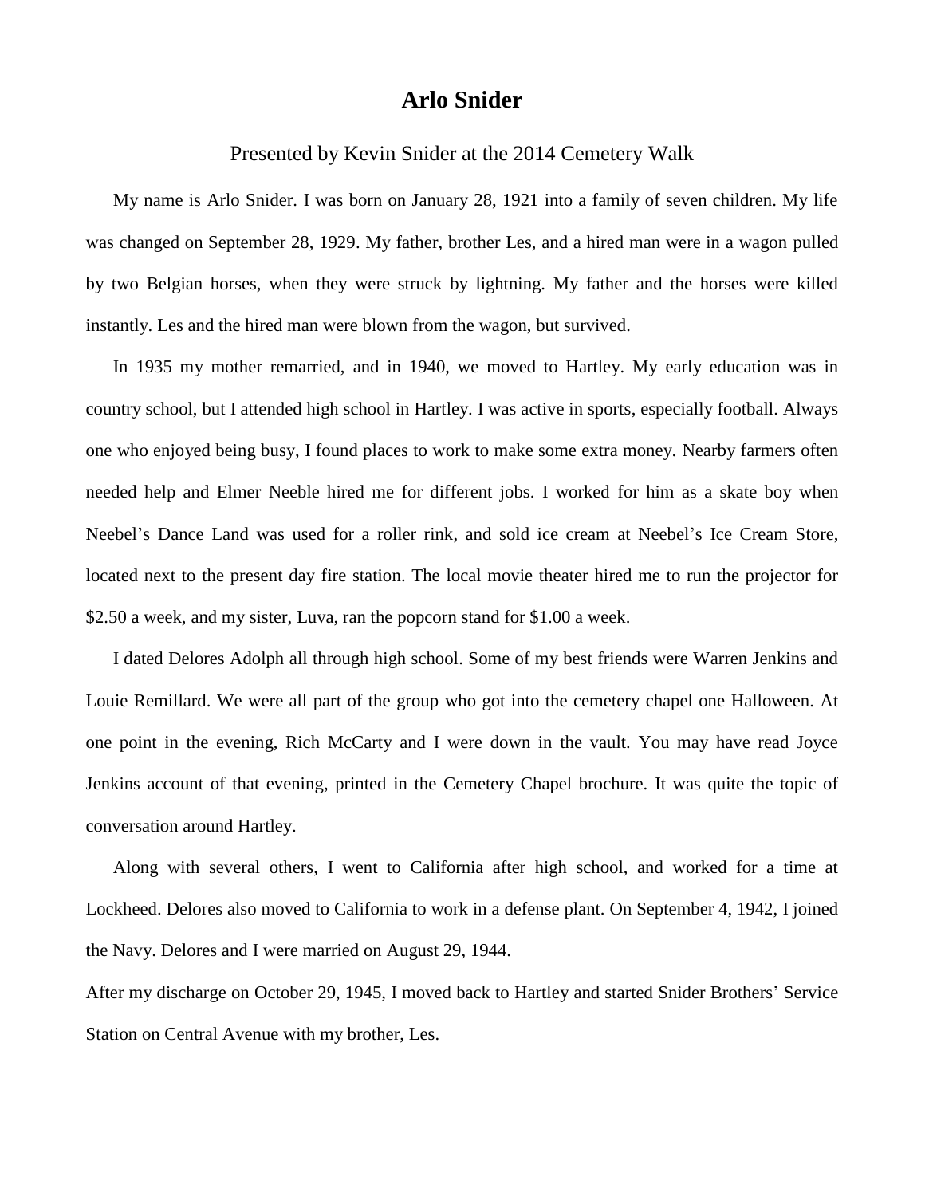# Arlo Snider

Presented by Kevin Snider at the 2014 Cemetery Walk

My name is Arlo Snider. I was born on January 28, 1921 into a family of seven children. My life was changed on September 28, 1929. My father, brother Les, and a hired man were in a wagon pulled by two Belgian horses, when they were struck by lightning. My father and the horses were killed instantly. Les and the hired man were blown from the wagon, but survived.

In 1935 my mother remarried, and in 1940, we moved to Hartley. My early education was in country school, but I attended high school in Hartley. I was active in sports, especially football. Always one who enjoyed being busy, I found places to work to make some extra money. Nearby farmers often needed help and Elmer Neeble hired me for different jobs. I worked for him as a skate boy when Neebel's Dance Land was used for a roller rink, and sold ice cream at Neebel's Ice Cream Store, located next to the present day fire station. The local movie theater hired me to run the projector for $2.50 a week, and my sister, Luva, ran the popcorn stand for $1.00 a week.

I dated Delores Adolph all through high school. Some of my best friends were Warren Jenkins and Louie Remillard. We were all part of the group who got into the cemetery chapel one Halloween. At one point in the evening, Rich McCarty and I were down in the vault. You may have read Joyce Jenkins account of that evening, printed in the Cemetery Chapel brochure. It was quite the topic of conversation around Hartley.

Along with several others, I went to California after high school, and worked for a time at Lockheed. Delores also moved to California to work in a defense plant. On September 4, 1942, I joined the Navy. Delores and I were married on August 29, 1944.

After my discharge on October 29, 1945, I moved back to Hartley and started Snider Brothers' Service Station on Central Avenue with my brother, Les.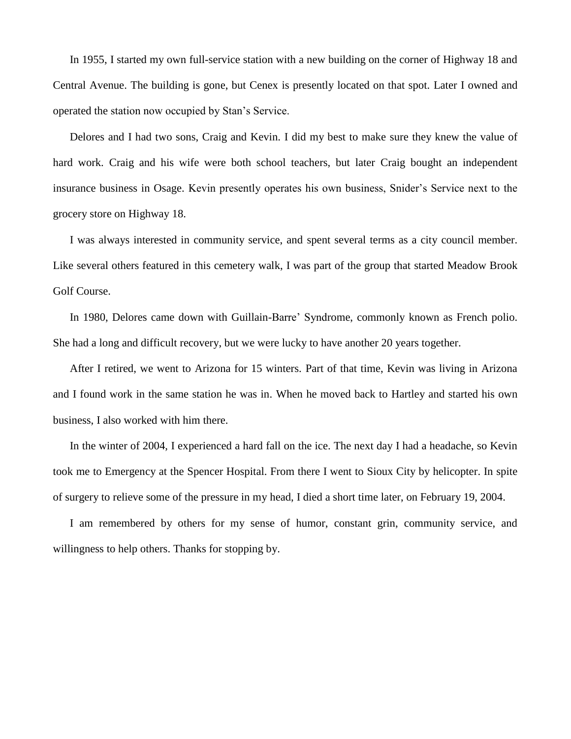In 1955, I started my own full-service station with a new building on the corner of Highway 18 and Central Avenue. The building is gone, but Cenex is presently located on that spot. Later I owned and operated the station now occupied by Stan's Service.

Delores and I had two sons, Craig and Kevin. I did my best to make sure they knew the value of hard work. Craig and his wife were both school teachers, but later Craig bought an independent insurance business in Osage. Kevin presently operates his own business, Snider's Service next to the grocery store on Highway 18.

I was always interested in community service, and spent several terms as a city council member. Like several others featured in this cemetery walk, I was part of the group that started Meadow Brook Golf Course.

In 1980, Delores came down with Guillain-Barre' Syndrome, commonly known as French polio. She had a long and difficult recovery, but we were lucky to have another 20 years together.

After I retired, we went to Arizona for 15 winters. Part of that time, Kevin was living in Arizona and I found work in the same station he was in. When he moved back to Hartley and started his own business, I also worked with him there.

In the winter of 2004, I experienced a hard fall on the ice. The next day I had a headache, so Kevin took me to Emergency at the Spencer Hospital. From there I went to Sioux City by helicopter. In spite of surgery to relieve some of the pressure in my head, I died a short time later, on February 19, 2004.

I am remembered by others for my sense of humor, constant grin, community service, and willingness to help others. Thanks for stopping by.